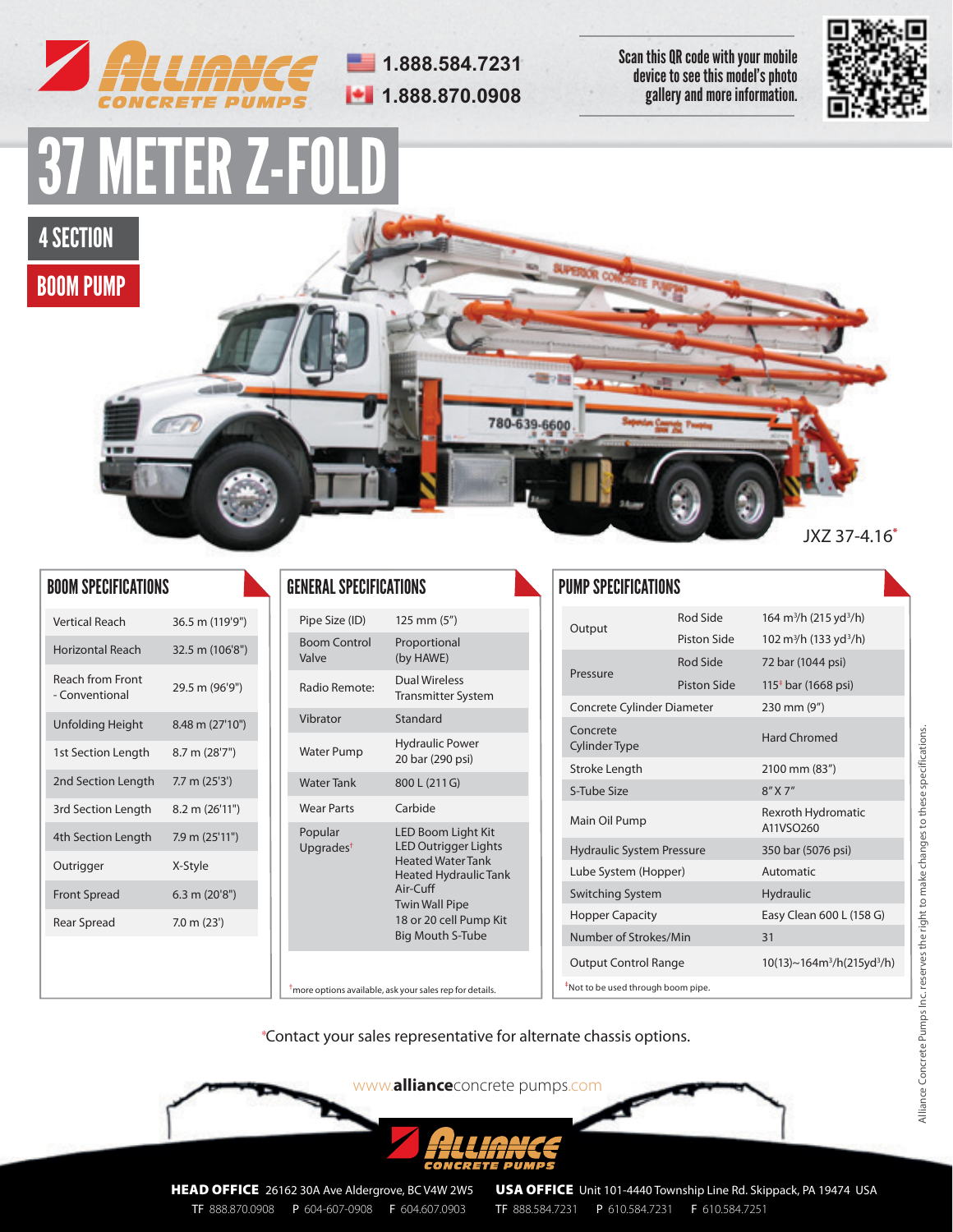1.888.584.7231
1.888.870.0908

Scan this QR code with your mobile device to see this model's photo gallery and more information.

# 37 METER Z-FOLD

## 4 SECTION
## BOOM PUMP

JXZ 37-4.16*

## BOOM SPECIFICATIONS

| | |
|---|---|
| Vertical Reach | 36.5 m (119'9") |
| Horizontal Reach | 32.5 m (106'8") |
| Reach from Front - Conventional | 29.5 m (96'9") |
| Unfolding Height | 8.48 m (27'10") |
| 1st Section Length | 8.7 m (28'7") |
| 2nd Section Length | 7.7 m (25'3') |
| 3rd Section Length | 8.2 m (26'11") |
| 4th Section Length | 7.9 m (25'11") |
| Outrigger | X-Style |
| Front Spread | 6.3 m (20'8") |
| Rear Spread | 7.0 m (23') |

## GENERAL SPECIFICATIONS

| | |
|---|---|
| Pipe Size (ID) | 125 mm (5") |
| Boom Control Valve | Proportional (by HAWE) |
| Radio Remote: | Dual Wireless Transmitter System |
| Vibrator | Standard |
| Water Pump | Hydraulic Power 20 bar (290 psi) |
| Water Tank | 800 L (211 G) |
| Wear Parts | Carbide |
| Popular Upgrades† | LED Boom Light Kit<br>LED Outrigger Lights<br>Heated Water Tank<br>Heated Hydraulic Tank<br>Air-Cuff<br>Twin Wall Pipe<br>18 or 20 cell Pump Kit<br>Big Mouth S-Tube |

†more options available, ask your sales rep for details.

## PUMP SPECIFICATIONS

| | | |
|---|---|---|
| Output | Rod Side | 164 m³/h (215 yd³/h) |
| | Piston Side | 102 m³/h (133 yd³/h) |
| Pressure | Rod Side | 72 bar (1044 psi) |
| | Piston Side | 115‡ bar (1668 psi) |
| Concrete Cylinder Diameter | | 230 mm (9") |
| Concrete Cylinder Type | | Hard Chromed |
| Stroke Length | | 2100 mm (83") |
| S-Tube Size | | 8" X 7" |
| Main Oil Pump | | Rexroth Hydromatic A11VSO260 |
| Hydraulic System Pressure | | 350 bar (5076 psi) |
| Lube System (Hopper) | | Automatic |
| Switching System | | Hydraulic |
| Hopper Capacity | | Easy Clean 600 L (158 G) |
| Number of Strokes/Min | | 31 |
| Output Control Range | | 10(13)~164m³/h(215yd³/h) |

‡Not to be used through boom pipe.

*Contact your sales representative for alternate chassis options.

Alliance Concrete Pumps Inc. reserves the right to make changes to these specifications.

www.allianceconcrete pumps.com

**HEAD OFFICE** 26162 30A Ave Aldergrove, BC V4W 2W5
TF 888.870.0908 P 604-607-0908 F 604.607.0903

**USA OFFICE** Unit 101-4440 Township Line Rd. Skippack, PA 19474 USA
TF 888.584.7231 P 610.584.7231 F 610.584.7251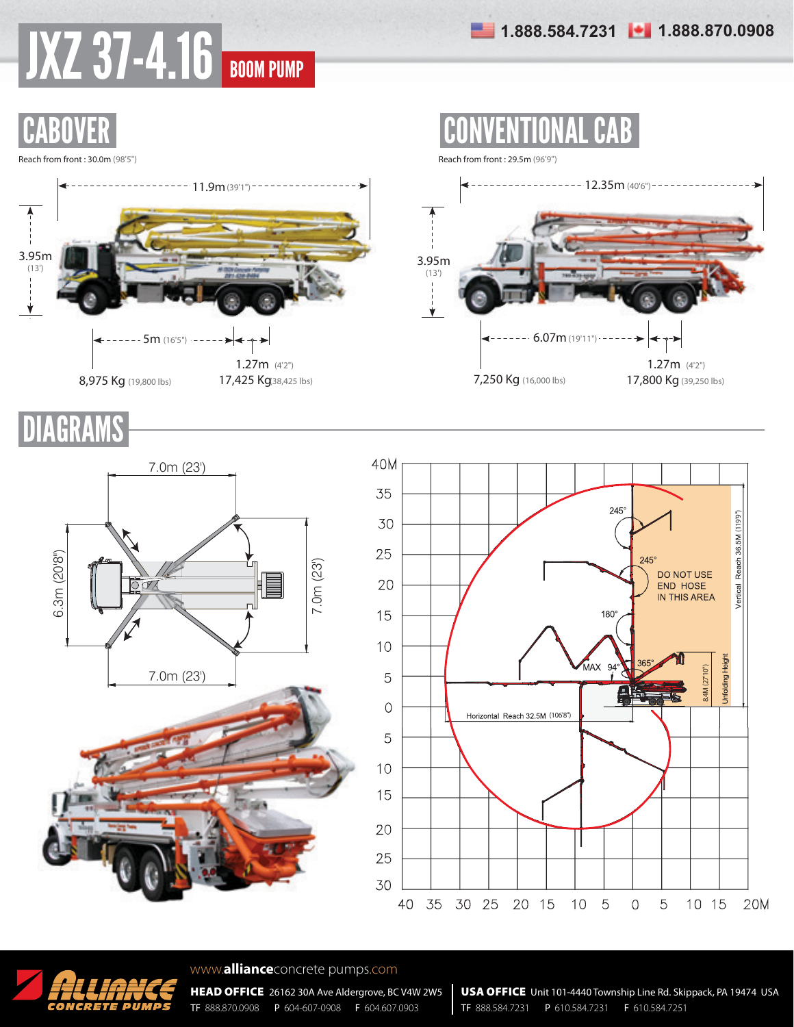# JXZ 37-4.16 BOOM PUMP

1.888.584.7231 1.888.870.0908

## CABOVER

Reach from front : 30.0m (98'5")

11.9m (39'1")

3.95m (13')

5m (16'5")

1.27m (4'2")

8,975 Kg (19,800 lbs)

17,425 Kg (38,425 lbs)

## CONVENTIONAL CAB

Reach from front : 29.5m (96'9")

12.35m (40'6")

3.95m (13')

6.07m (19'11")

1.27m (4'2")

7,250 Kg (16,000 lbs)

17,800 Kg (39,250 lbs)

## DIAGRAMS

7.0m (23')

6.3m (20'8")

7.0m (23')

7.0m (23')

40M
35
30
25
20
15
10
5
0
5
10
15
20
25
30

40 35 30 25 20 15 10 5 0 5 10 15 20M

245°

245°

DO NOT USE END HOSE IN THIS AREA

180°

MAX 94°

365°

Vertical Reach 36.5M (119'9")

8.4M (27'10") Unfolding Height

Horizontal Reach 32.5M (106'8")

www.allianceconcrete pumps.com

ALLIANCE CONCRETE PUMPS

**HEAD OFFICE** 26162 30A Ave Aldergrove, BC V4W 2W5
TF 888.870.0908 P 604-607-0908 F 604.607.0903

**USA OFFICE** Unit 101-4440 Township Line Rd. Skippack, PA 19474 USA
TF 888.584.7231 P 610.584.7231 F 610.584.7251